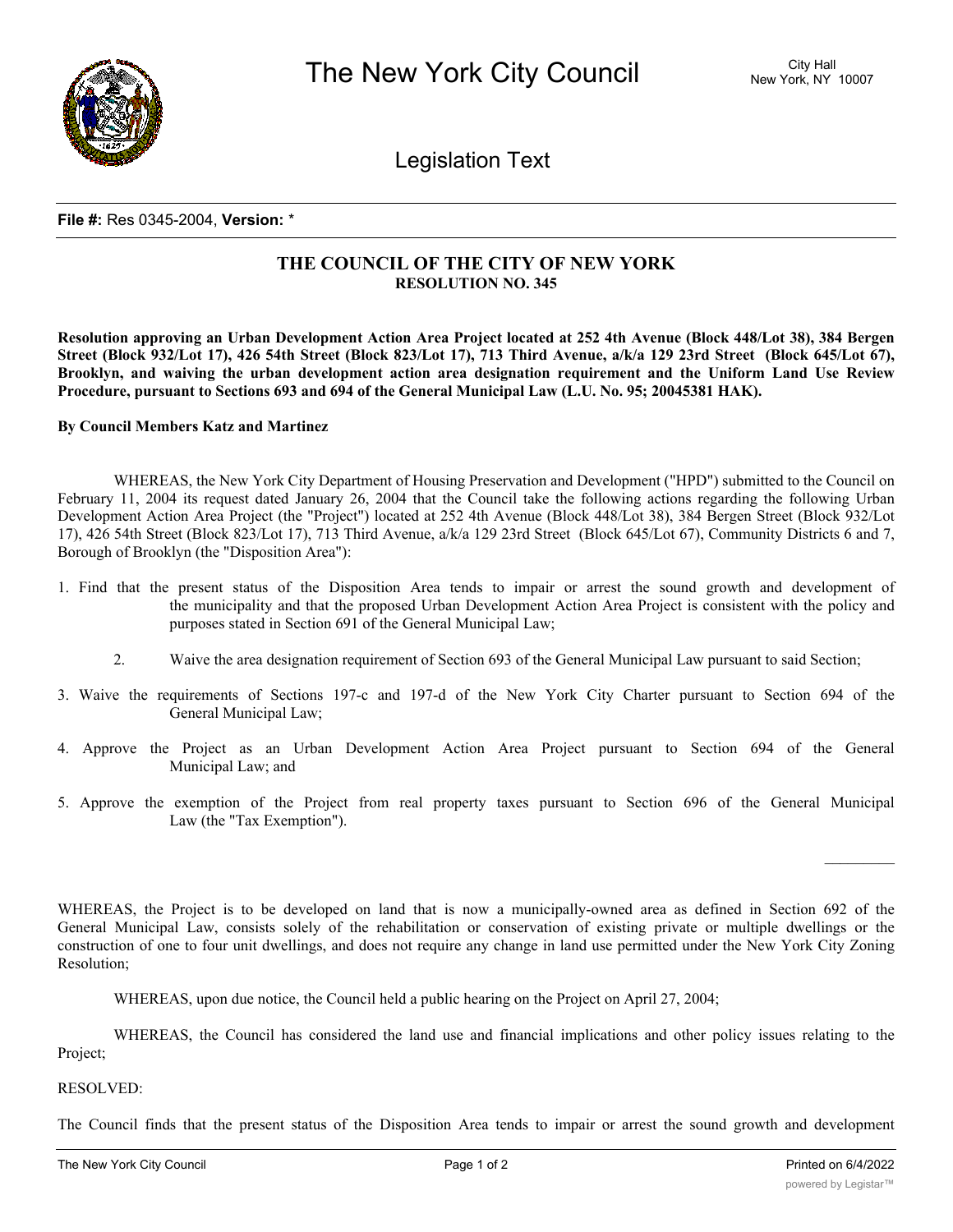**File #:** Res 0345-2004, **Version:** *

## THE COUNCIL OF THE CITY OF NEW YORK
**RESOLUTION NO. 345**

**Resolution approving an Urban Development Action Area Project located at 252 4th Avenue (Block 448/Lot 38), 384 Bergen Street (Block 932/Lot 17), 426 54th Street (Block 823/Lot 17), 713 Third Avenue, a/k/a 129 23rd Street (Block 645/Lot 67), Brooklyn, and waiving the urban development action area designation requirement and the Uniform Land Use Review Procedure, pursuant to Sections 693 and 694 of the General Municipal Law (L.U. No. 95; 20045381 HAK).**

**By Council Members Katz and Martinez**

WHEREAS, the New York City Department of Housing Preservation and Development ("HPD") submitted to the Council on February 11, 2004 its request dated January 26, 2004 that the Council take the following actions regarding the following Urban Development Action Area Project (the "Project") located at 252 4th Avenue (Block 448/Lot 38), 384 Bergen Street (Block 932/Lot 17), 426 54th Street (Block 823/Lot 17), 713 Third Avenue, a/k/a 129 23rd Street (Block 645/Lot 67), Community Districts 6 and 7, Borough of Brooklyn (the "Disposition Area"):

1. Find that the present status of the Disposition Area tends to impair or arrest the sound growth and development of the municipality and that the proposed Urban Development Action Area Project is consistent with the policy and purposes stated in Section 691 of the General Municipal Law;

2. Waive the area designation requirement of Section 693 of the General Municipal Law pursuant to said Section;

3. Waive the requirements of Sections 197-c and 197-d of the New York City Charter pursuant to Section 694 of the General Municipal Law;

4. Approve the Project as an Urban Development Action Area Project pursuant to Section 694 of the General Municipal Law; and

5. Approve the exemption of the Project from real property taxes pursuant to Section 696 of the General Municipal Law (the "Tax Exemption").

WHEREAS, the Project is to be developed on land that is now a municipally-owned area as defined in Section 692 of the General Municipal Law, consists solely of the rehabilitation or conservation of existing private or multiple dwellings or the construction of one to four unit dwellings, and does not require any change in land use permitted under the New York City Zoning Resolution;

WHEREAS, upon due notice, the Council held a public hearing on the Project on April 27, 2004;

WHEREAS, the Council has considered the land use and financial implications and other policy issues relating to the Project;

RESOLVED:

The Council finds that the present status of the Disposition Area tends to impair or arrest the sound growth and development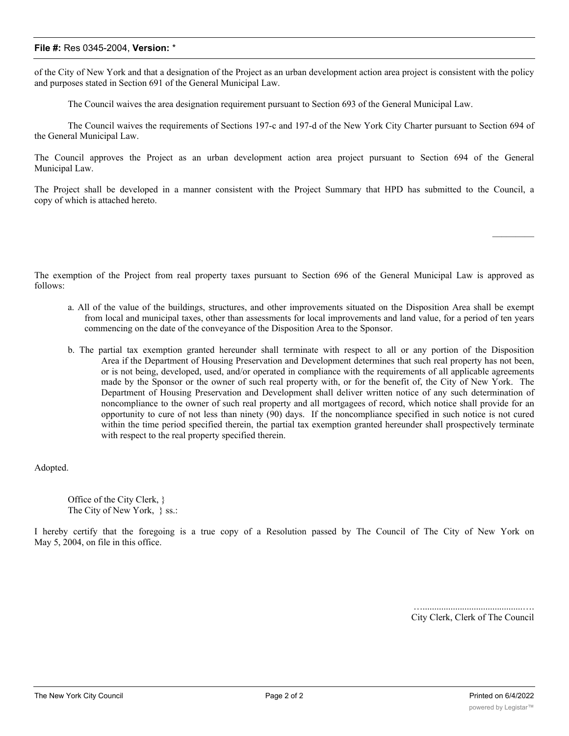of the City of New York and that a designation of the Project as an urban development action area project is consistent with the policy and purposes stated in Section 691 of the General Municipal Law.

The Council waives the area designation requirement pursuant to Section 693 of the General Municipal Law.

The Council waives the requirements of Sections 197-c and 197-d of the New York City Charter pursuant to Section 694 of the General Municipal Law.

The Council approves the Project as an urban development action area project pursuant to Section 694 of the General Municipal Law.

The Project shall be developed in a manner consistent with the Project Summary that HPD has submitted to the Council, a copy of which is attached hereto.

The exemption of the Project from real property taxes pursuant to Section 696 of the General Municipal Law is approved as follows:

a. All of the value of the buildings, structures, and other improvements situated on the Disposition Area shall be exempt from local and municipal taxes, other than assessments for local improvements and land value, for a period of ten years commencing on the date of the conveyance of the Disposition Area to the Sponsor.

b. The partial tax exemption granted hereunder shall terminate with respect to all or any portion of the Disposition Area if the Department of Housing Preservation and Development determines that such real property has not been, or is not being, developed, used, and/or operated in compliance with the requirements of all applicable agreements made by the Sponsor or the owner of such real property with, or for the benefit of, the City of New York. The Department of Housing Preservation and Development shall deliver written notice of any such determination of noncompliance to the owner of such real property and all mortgagees of record, which notice shall provide for an opportunity to cure of not less than ninety (90) days. If the noncompliance specified in such notice is not cured within the time period specified therein, the partial tax exemption granted hereunder shall prospectively terminate with respect to the real property specified therein.

Adopted.

Office of the City Clerk, }
The City of New York, } ss.:

I hereby certify that the foregoing is a true copy of a Resolution passed by The Council of The City of New York on May 5, 2004, on file in this office.

…..........................................…
City Clerk, Clerk of The Council